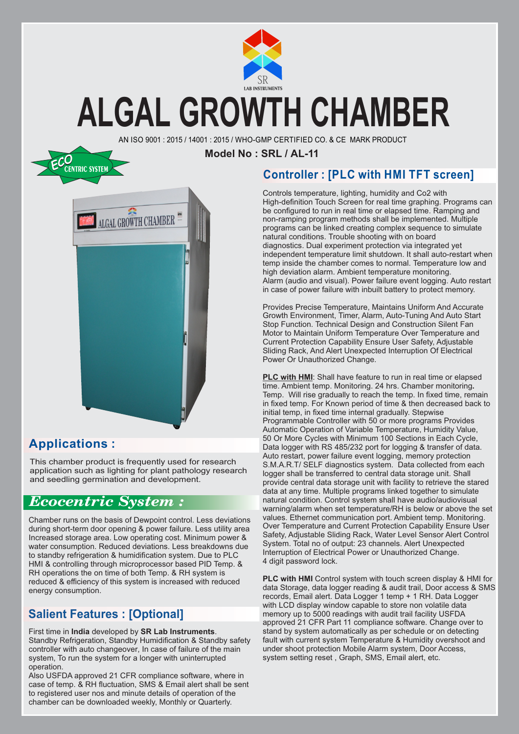SR
LAB INSTRUMENTS

# ALGAL GROWTH CHAMBER

AN ISO 9001 : 2015 / 14001 : 2015 / WHO-GMP CERTIFIED CO. & CE MARK PRODUCT

**Model No : SRL / AL-11**

ECO CENTRIC SYSTEM

## Applications :

This chamber product is frequently used for research application such as lighting for plant pathology research and seedling germination and development.

## *Ecocentric System :*

Chamber runs on the basis of Dewpoint control. Less deviations during short-term door opening & power failure. Less utility area Increased storage area. Low operating cost. Minimum power & water consumption. Reduced deviations. Less breakdowns due to standby refrigeration & humidification system. Due to PLC HMI & controlling through microprocessor based PID Temp. & RH operations the on time of both Temp. & RH system is reduced & efficiency of this system is increased with reduced energy consumption.

## Salient Features : [Optional]

First time in **India** developed by **SR Lab Instruments**. Standby Refrigeration, Standby Humidification & Standby safety controller with auto changeover, In case of failure of the main system, To run the system for a longer with uninterrupted operation.

Also USFDA approved 21 CFR compliance software, where in case of temp. & RH fluctuation, SMS & Email alert shall be sent to registered user nos and minute details of operation of the chamber can be downloaded weekly, Monthly or Quarterly.

## Controller : [PLC with HMI TFT screen]

Controls temperature, lighting, humidity and Co2 with High-definition Touch Screen for real time graphing. Programs can be configured to run in real time or elapsed time. Ramping and non-ramping program methods shall be implemented. Multiple programs can be linked creating complex sequence to simulate natural conditions. Trouble shooting with on board diagnostics. Dual experiment protection via integrated yet independent temperature limit shutdown. It shall auto-restart when temp inside the chamber comes to normal. Temperature low and high deviation alarm. Ambient temperature monitoring. Alarm (audio and visual). Power failure event logging. Auto restart in case of power failure with inbuilt battery to protect memory.

Provides Precise Temperature, Maintains Uniform And Accurate Growth Environment, Timer, Alarm, Auto-Tuning And Auto Start Stop Function. Technical Design and Construction Silent Fan Motor to Maintain Uniform Temperature Over Temperature and Current Protection Capability Ensure User Safety, Adjustable Sliding Rack, And Alert Unexpected Interruption Of Electrical Power Or Unauthorized Change.

**PLC with HMI**: Shall have feature to run in real time or elapsed time. Ambient temp. Monitoring. 24 hrs. Chamber monitoring**.** Temp. Will rise gradually to reach the temp. In fixed time, remain in fixed temp. For Known period of time & then decreased back to initial temp, in fixed time internal gradually. Stepwise Programmable Controller with 50 or more programs Provides Automatic Operation of Variable Temperature, Humidity Value, 50 Or More Cycles with Minimum 100 Sections in Each Cycle, Data logger with RS 485/232 port for logging & transfer of data. Auto restart, power failure event logging, memory protection S.M.A.R.T/ SELF diagnostics system. Data collected from each logger shall be transferred to central data storage unit. Shall provide central data storage unit with facility to retrieve the stared data at any time. Multiple programs linked together to simulate natural condition. Control system shall have audio/audiovisual warning/alarm when set temperature/RH is below or above the set values. Ethernet communication port. Ambient temp. Monitoring. Over Temperature and Current Protection Capability Ensure User Safety, Adjustable Sliding Rack, Water Level Sensor Alert Control System. Total no of output: 23 channels. Alert Unexpected Interruption of Electrical Power or Unauthorized Change. 4 digit password lock.

**PLC with HMI** Control system with touch screen display & HMI for data Storage, data logger reading & audit trail, Door access & SMS records, Email alert. Data Logger 1 temp + 1 RH. Data Logger with LCD display window capable to store non volatile data memory up to 5000 readings with audit trail facility USFDA approved 21 CFR Part 11 compliance software. Change over to stand by system automatically as per schedule or on detecting fault with current system Temperature & Humidity overshoot and under shoot protection Mobile Alarm system, Door Access, system setting reset , Graph, SMS, Email alert, etc.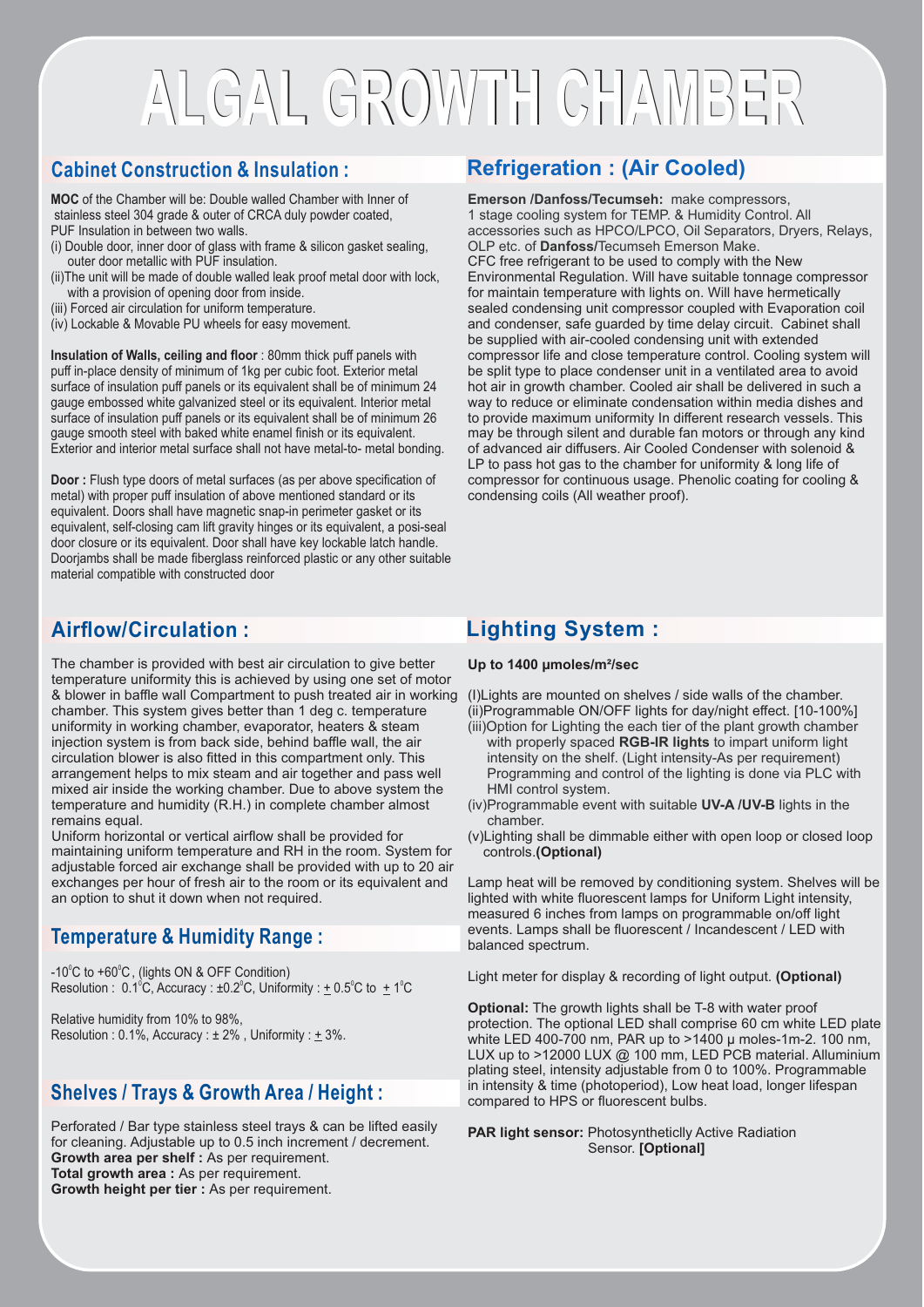# ALGAL GROWTH CHAMBER

## Cabinet Construction & Insulation :

**MOC** of the Chamber will be: Double walled Chamber with Inner of stainless steel 304 grade & outer of CRCA duly powder coated, PUF Insulation in between two walls.

(i) Double door, inner door of glass with frame & silicon gasket sealing, outer door metallic with PUF insulation.

(ii)The unit will be made of double walled leak proof metal door with lock, with a provision of opening door from inside.

(iii) Forced air circulation for uniform temperature.

(iv) Lockable & Movable PU wheels for easy movement.

**Insulation of Walls, ceiling and floor** : 80mm thick puff panels with puff in-place density of minimum of 1kg per cubic foot. Exterior metal surface of insulation puff panels or its equivalent shall be of minimum 24 gauge embossed white galvanized steel or its equivalent. Interior metal surface of insulation puff panels or its equivalent shall be of minimum 26 gauge smooth steel with baked white enamel finish or its equivalent. Exterior and interior metal surface shall not have metal-to- metal bonding.

**Door :** Flush type doors of metal surfaces (as per above specification of metal) with proper puff insulation of above mentioned standard or its equivalent. Doors shall have magnetic snap-in perimeter gasket or its equivalent, self-closing cam lift gravity hinges or its equivalent, a posi-seal door closure or its equivalent. Door shall have key lockable latch handle. Doorjambs shall be made fiberglass reinforced plastic or any other suitable material compatible with constructed door

## Refrigeration : (Air Cooled)

**Emerson /Danfoss/Tecumseh:** make compressors, 1 stage cooling system for TEMP. & Humidity Control. All accessories such as HPCO/LPCO, Oil Separators, Dryers, Relays, OLP etc. of **Danfoss/**Tecumseh Emerson Make.
CFC free refrigerant to be used to comply with the New Environmental Regulation. Will have suitable tonnage compressor for maintain temperature with lights on. Will have hermetically sealed condensing unit compressor coupled with Evaporation coil and condenser, safe guarded by time delay circuit. Cabinet shall be supplied with air-cooled condensing unit with extended compressor life and close temperature control. Cooling system will be split type to place condenser unit in a ventilated area to avoid hot air in growth chamber. Cooled air shall be delivered in such a way to reduce or eliminate condensation within media dishes and to provide maximum uniformity In different research vessels. This may be through silent and durable fan motors or through any kind of advanced air diffusers. Air Cooled Condenser with solenoid & LP to pass hot gas to the chamber for uniformity & long life of compressor for continuous usage. Phenolic coating for cooling & condensing coils (All weather proof).

## Airflow/Circulation :

The chamber is provided with best air circulation to give better temperature uniformity this is achieved by using one set of motor & blower in baffle wall Compartment to push treated air in working chamber. This system gives better than 1 deg c. temperature uniformity in working chamber, evaporator, heaters & steam injection system is from back side, behind baffle wall, the air circulation blower is also fitted in this compartment only. This arrangement helps to mix steam and air together and pass well mixed air inside the working chamber. Due to above system the temperature and humidity (R.H.) in complete chamber almost remains equal.
Uniform horizontal or vertical airflow shall be provided for maintaining uniform temperature and RH in the room. System for adjustable forced air exchange shall be provided with up to 20 air exchanges per hour of fresh air to the room or its equivalent and an option to shut it down when not required.

## Temperature & Humidity Range :

-10°C to +60°C , (lights ON & OFF Condition)
Resolution : 0.1°C, Accuracy : ±0.2°C, Uniformity : ± 0.5°C to ± 1°C

Relative humidity from 10% to 98%,
Resolution : 0.1%, Accuracy : ± 2% , Uniformity : ± 3%.

## Shelves / Trays & Growth Area / Height :

Perforated / Bar type stainless steel trays & can be lifted easily for cleaning. Adjustable up to 0.5 inch increment / decrement.
**Growth area per shelf :** As per requirement.
**Total growth area :** As per requirement.
**Growth height per tier :** As per requirement.

## Lighting System :

**Up to 1400 µmoles/m²/sec**

(I)Lights are mounted on shelves / side walls of the chamber.
(ii)Programmable ON/OFF lights for day/night effect. [10-100%]
(iii)Option for Lighting the each tier of the plant growth chamber with properly spaced **RGB-IR lights** to impart uniform light intensity on the shelf. (Light intensity-As per requirement) Programming and control of the lighting is done via PLC with HMI control system.
(iv)Programmable event with suitable **UV-A /UV-B** lights in the chamber.
(v)Lighting shall be dimmable either with open loop or closed loop controls.**(Optional)**

Lamp heat will be removed by conditioning system. Shelves will be lighted with white fluorescent lamps for Uniform Light intensity, measured 6 inches from lamps on programmable on/off light events. Lamps shall be fluorescent / Incandescent / LED with balanced spectrum.

Light meter for display & recording of light output. **(Optional)**

**Optional:** The growth lights shall be T-8 with water proof protection. The optional LED shall comprise 60 cm white LED plate white LED 400-700 nm, PAR up to >1400 µ moles-1m-2. 100 nm, LUX up to >12000 LUX @ 100 mm, LED PCB material. Alluminium plating steel, intensity adjustable from 0 to 100%. Programmable in intensity & time (photoperiod), Low heat load, longer lifespan compared to HPS or fluorescent bulbs.

**PAR light sensor:** Photosyntheticlly Active Radiation Sensor. **[Optional]**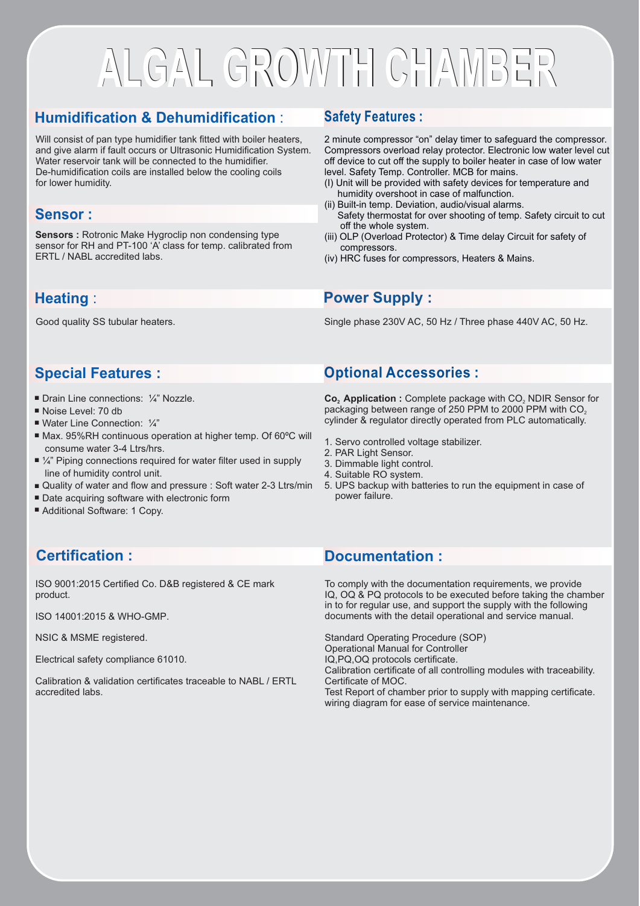# ALGAL GROWTH CHAMBER

## Humidification & Dehumidification :

Will consist of pan type humidifier tank fitted with boiler heaters, and give alarm if fault occurs or Ultrasonic Humidification System. Water reservoir tank will be connected to the humidifier. De-humidification coils are installed below the cooling coils for lower humidity.

## Sensor :

**Sensors :** Rotronic Make Hygroclip non condensing type sensor for RH and PT-100 'A' class for temp. calibrated from ERTL / NABL accredited labs.

## Heating :

Good quality SS tubular heaters.

## Special Features :

- Drain Line connections: ¼" Nozzle.
- Noise Level: 70 db
- Water Line Connection: ¼"
- Max. 95%RH continuous operation at higher temp. Of 60ºC will consume water 3-4 Ltrs/hrs.
- ¼" Piping connections required for water filter used in supply line of humidity control unit.
- Quality of water and flow and pressure : Soft water 2-3 Ltrs/min
- Date acquiring software with electronic form
- Additional Software: 1 Copy.

## Certification :

ISO 9001:2015 Certified Co. D&B registered & CE mark product.

ISO 14001:2015 & WHO-GMP.

NSIC & MSME registered.

Electrical safety compliance 61010.

Calibration & validation certificates traceable to NABL / ERTL accredited labs.

## Safety Features :

2 minute compressor "on" delay timer to safeguard the compressor. Compressors overload relay protector. Electronic low water level cut off device to cut off the supply to boiler heater in case of low water level. Safety Temp. Controller. MCB for mains.

(I) Unit will be provided with safety devices for temperature and humidity overshoot in case of malfunction.
(ii) Built-in temp. Deviation, audio/visual alarms. Safety thermostat for over shooting of temp. Safety circuit to cut off the whole system.
(iii) OLP (Overload Protector) & Time delay Circuit for safety of compressors.
(iv) HRC fuses for compressors, Heaters & Mains.

## Power Supply :

Single phase 230V AC, 50 Hz / Three phase 440V AC, 50 Hz.

## Optional Accessories :

**$Co_2$ Application :** Complete package with $CO_2$ NDIR Sensor for packaging between range of 250 PPM to 2000 PPM with $CO_2$ cylinder & regulator directly operated from PLC automatically.

1. Servo controlled voltage stabilizer.
2. PAR Light Sensor.
3. Dimmable light control.
4. Suitable RO system.
5. UPS backup with batteries to run the equipment in case of power failure.

## Documentation :

To comply with the documentation requirements, we provide IQ, OQ & PQ protocols to be executed before taking the chamber in to for regular use, and support the supply with the following documents with the detail operational and service manual.

Standard Operating Procedure (SOP)
Operational Manual for Controller
IQ,PQ,OQ protocols certificate.
Calibration certificate of all controlling modules with traceability.
Certificate of MOC.
Test Report of chamber prior to supply with mapping certificate.
wiring diagram for ease of service maintenance.